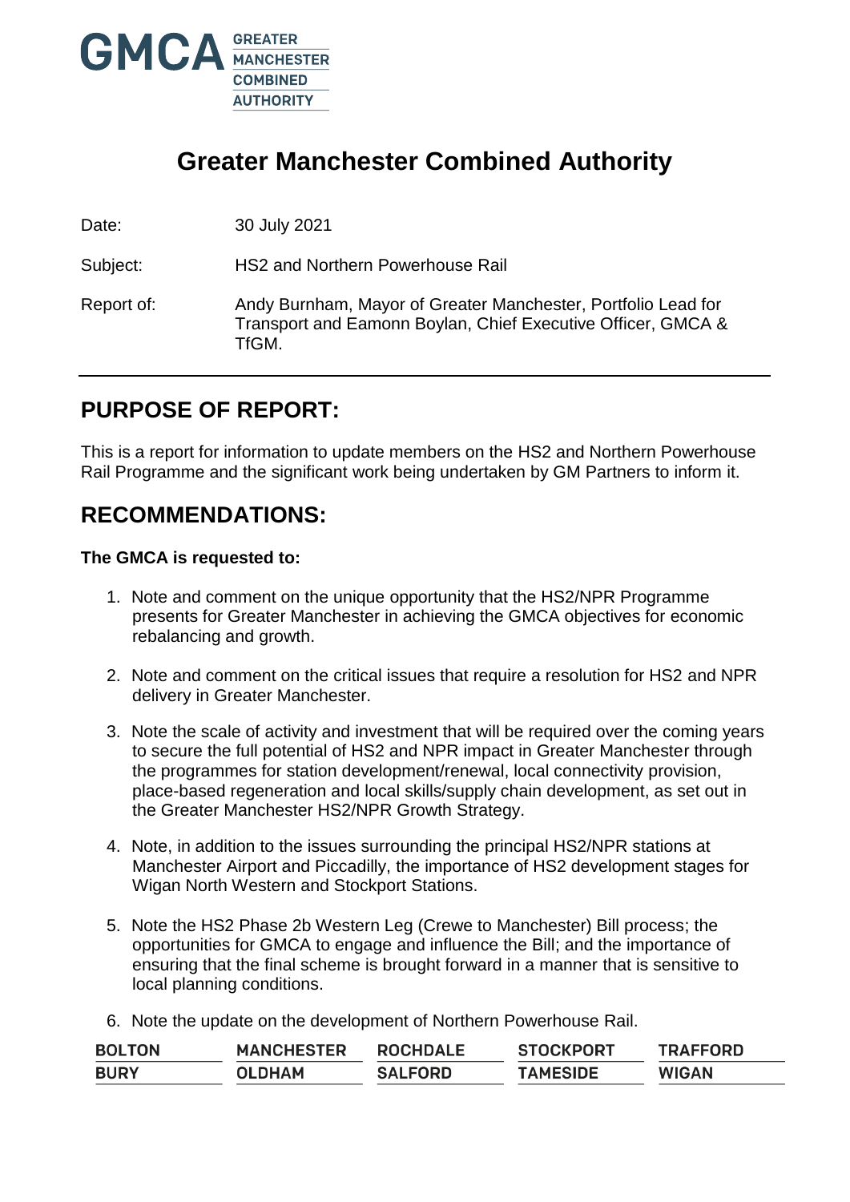# Greater Manchester Combined Authority

Date: 30 July 2021

Subject: HS2 and Northern Powerhouse Rail

Report of: Andy Burnham, Mayor of Greater Manchester, Portfolio Lead for Transport and Eamonn Boylan, Chief Executive Officer, GMCA & TfGM.

## PURPOSE OF REPORT:

This is a report for information to update members on the HS2 and Northern Powerhouse Rail Programme and the significant work being undertaken by GM Partners to inform it.

## RECOMMENDATIONS:

**The GMCA is requested to:**

1. Note and comment on the unique opportunity that the HS2/NPR Programme presents for Greater Manchester in achieving the GMCA objectives for economic rebalancing and growth.

2. Note and comment on the critical issues that require a resolution for HS2 and NPR delivery in Greater Manchester.

3. Note the scale of activity and investment that will be required over the coming years to secure the full potential of HS2 and NPR impact in Greater Manchester through the programmes for station development/renewal, local connectivity provision, place-based regeneration and local skills/supply chain development, as set out in the Greater Manchester HS2/NPR Growth Strategy.

4. Note, in addition to the issues surrounding the principal HS2/NPR stations at Manchester Airport and Piccadilly, the importance of HS2 development stages for Wigan North Western and Stockport Stations.

5. Note the HS2 Phase 2b Western Leg (Crewe to Manchester) Bill process; the opportunities for GMCA to engage and influence the Bill; and the importance of ensuring that the final scheme is brought forward in a manner that is sensitive to local planning conditions.

6. Note the update on the development of Northern Powerhouse Rail.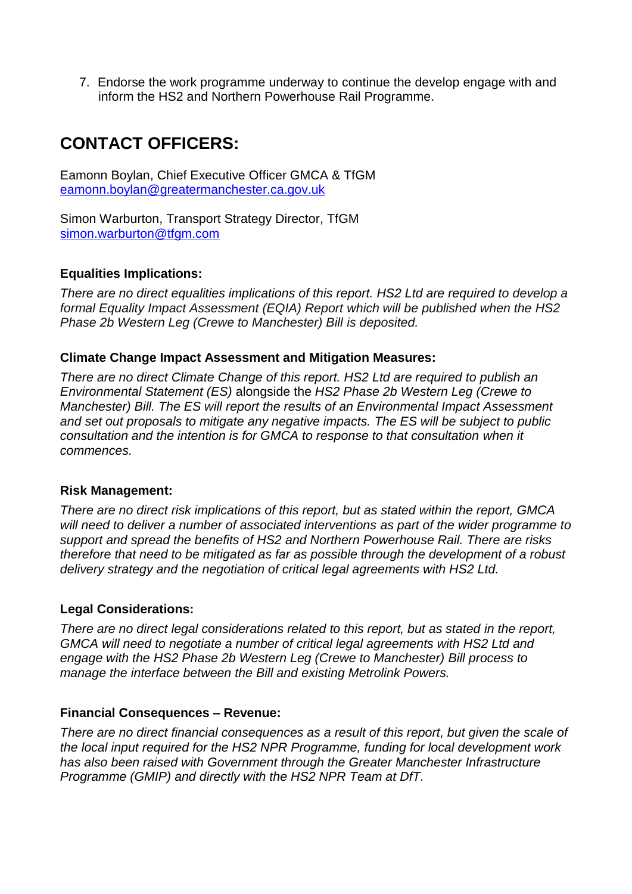7. Endorse the work programme underway to continue the develop engage with and inform the HS2 and Northern Powerhouse Rail Programme.

## CONTACT OFFICERS:

Eamonn Boylan, Chief Executive Officer GMCA & TfGM
eamonn.boylan@greatermanchester.ca.gov.uk

Simon Warburton, Transport Strategy Director, TfGM
simon.warburton@tfgm.com

**Equalities Implications:**

*There are no direct equalities implications of this report. HS2 Ltd are required to develop a formal Equality Impact Assessment (EQIA) Report which will be published when the HS2 Phase 2b Western Leg (Crewe to Manchester) Bill is deposited.*

**Climate Change Impact Assessment and Mitigation Measures:**

*There are no direct Climate Change of this report. HS2 Ltd are required to publish an Environmental Statement (ES)* alongside the *HS2 Phase 2b Western Leg (Crewe to Manchester) Bill. The ES will report the results of an Environmental Impact Assessment and set out proposals to mitigate any negative impacts. The ES will be subject to public consultation and the intention is for GMCA to response to that consultation when it commences.*

**Risk Management:**

*There are no direct risk implications of this report, but as stated within the report, GMCA will need to deliver a number of associated interventions as part of the wider programme to support and spread the benefits of HS2 and Northern Powerhouse Rail. There are risks therefore that need to be mitigated as far as possible through the development of a robust delivery strategy and the negotiation of critical legal agreements with HS2 Ltd.*

**Legal Considerations:**

*There are no direct legal considerations related to this report, but as stated in the report, GMCA will need to negotiate a number of critical legal agreements with HS2 Ltd and engage with the HS2 Phase 2b Western Leg (Crewe to Manchester) Bill process to manage the interface between the Bill and existing Metrolink Powers.*

**Financial Consequences – Revenue:**

*There are no direct financial consequences as a result of this report, but given the scale of the local input required for the HS2 NPR Programme, funding for local development work has also been raised with Government through the Greater Manchester Infrastructure Programme (GMIP) and directly with the HS2 NPR Team at DfT.*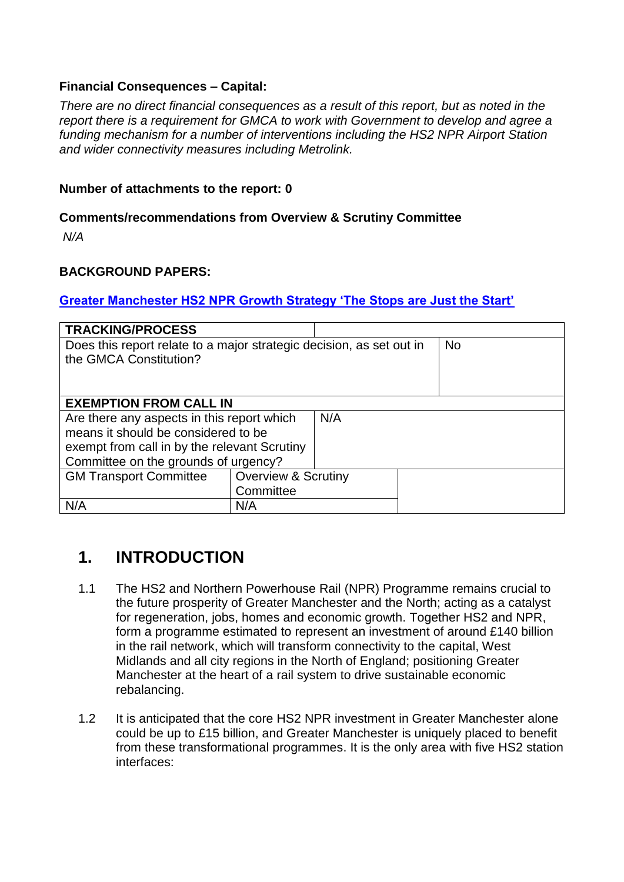**Financial Consequences – Capital:**

*There are no direct financial consequences as a result of this report, but as noted in the report there is a requirement for GMCA to work with Government to develop and agree a funding mechanism for a number of interventions including the HS2 NPR Airport Station and wider connectivity measures including Metrolink.*

**Number of attachments to the report: 0**

**Comments/recommendations from Overview & Scrutiny Committee**

*N/A*

**BACKGROUND PAPERS:**

**Greater Manchester HS2 NPR Growth Strategy 'The Stops are Just the Start'**

| **TRACKING/PROCESS** | | |
|---|---|---|
| Does this report relate to a major strategic decision, as set out in the GMCA Constitution? | | No |
| **EXEMPTION FROM CALL IN** | | |
| Are there any aspects in this report which means it should be considered to be exempt from call in by the relevant Scrutiny Committee on the grounds of urgency? | N/A | |
| GM Transport Committee | Overview & Scrutiny Committee | |
| N/A | N/A | |

## 1. INTRODUCTION

1.1 The HS2 and Northern Powerhouse Rail (NPR) Programme remains crucial to the future prosperity of Greater Manchester and the North; acting as a catalyst for regeneration, jobs, homes and economic growth. Together HS2 and NPR, form a programme estimated to represent an investment of around £140 billion in the rail network, which will transform connectivity to the capital, West Midlands and all city regions in the North of England; positioning Greater Manchester at the heart of a rail system to drive sustainable economic rebalancing.

1.2 It is anticipated that the core HS2 NPR investment in Greater Manchester alone could be up to £15 billion, and Greater Manchester is uniquely placed to benefit from these transformational programmes. It is the only area with five HS2 station interfaces: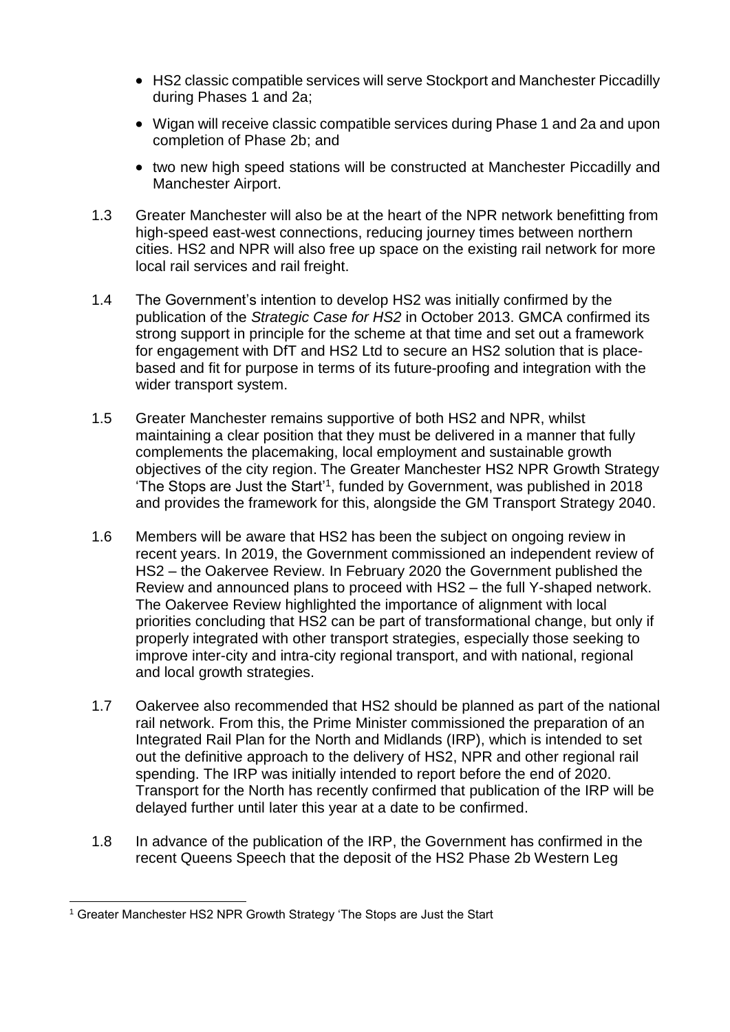- HS2 classic compatible services will serve Stockport and Manchester Piccadilly during Phases 1 and 2a;
- Wigan will receive classic compatible services during Phase 1 and 2a and upon completion of Phase 2b; and
- two new high speed stations will be constructed at Manchester Piccadilly and Manchester Airport.

1.3 Greater Manchester will also be at the heart of the NPR network benefitting from high-speed east-west connections, reducing journey times between northern cities. HS2 and NPR will also free up space on the existing rail network for more local rail services and rail freight.

1.4 The Government's intention to develop HS2 was initially confirmed by the publication of the *Strategic Case for HS2* in October 2013. GMCA confirmed its strong support in principle for the scheme at that time and set out a framework for engagement with DfT and HS2 Ltd to secure an HS2 solution that is place-based and fit for purpose in terms of its future-proofing and integration with the wider transport system.

1.5 Greater Manchester remains supportive of both HS2 and NPR, whilst maintaining a clear position that they must be delivered in a manner that fully complements the placemaking, local employment and sustainable growth objectives of the city region. The Greater Manchester HS2 NPR Growth Strategy 'The Stops are Just the Start'[1], funded by Government, was published in 2018 and provides the framework for this, alongside the GM Transport Strategy 2040.

1.6 Members will be aware that HS2 has been the subject on ongoing review in recent years. In 2019, the Government commissioned an independent review of HS2 – the Oakervee Review. In February 2020 the Government published the Review and announced plans to proceed with HS2 – the full Y-shaped network. The Oakervee Review highlighted the importance of alignment with local priorities concluding that HS2 can be part of transformational change, but only if properly integrated with other transport strategies, especially those seeking to improve inter-city and intra-city regional transport, and with national, regional and local growth strategies.

1.7 Oakervee also recommended that HS2 should be planned as part of the national rail network. From this, the Prime Minister commissioned the preparation of an Integrated Rail Plan for the North and Midlands (IRP), which is intended to set out the definitive approach to the delivery of HS2, NPR and other regional rail spending. The IRP was initially intended to report before the end of 2020. Transport for the North has recently confirmed that publication of the IRP will be delayed further until later this year at a date to be confirmed.

1.8 In advance of the publication of the IRP, the Government has confirmed in the recent Queens Speech that the deposit of the HS2 Phase 2b Western Leg

[1] Greater Manchester HS2 NPR Growth Strategy 'The Stops are Just the Start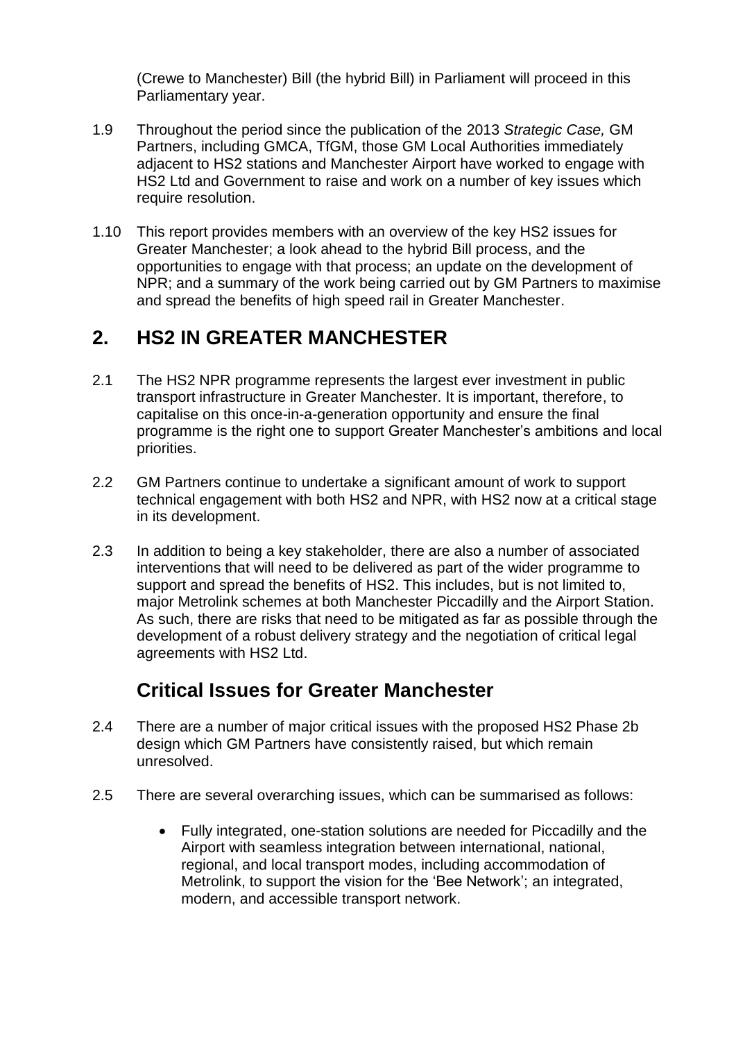(Crewe to Manchester) Bill (the hybrid Bill) in Parliament will proceed in this Parliamentary year.

1.9 Throughout the period since the publication of the 2013 *Strategic Case,* GM Partners, including GMCA, TfGM, those GM Local Authorities immediately adjacent to HS2 stations and Manchester Airport have worked to engage with HS2 Ltd and Government to raise and work on a number of key issues which require resolution.

1.10 This report provides members with an overview of the key HS2 issues for Greater Manchester; a look ahead to the hybrid Bill process, and the opportunities to engage with that process; an update on the development of NPR; and a summary of the work being carried out by GM Partners to maximise and spread the benefits of high speed rail in Greater Manchester.

## 2. HS2 IN GREATER MANCHESTER

2.1 The HS2 NPR programme represents the largest ever investment in public transport infrastructure in Greater Manchester. It is important, therefore, to capitalise on this once-in-a-generation opportunity and ensure the final programme is the right one to support Greater Manchester's ambitions and local priorities.

2.2 GM Partners continue to undertake a significant amount of work to support technical engagement with both HS2 and NPR, with HS2 now at a critical stage in its development.

2.3 In addition to being a key stakeholder, there are also a number of associated interventions that will need to be delivered as part of the wider programme to support and spread the benefits of HS2. This includes, but is not limited to, major Metrolink schemes at both Manchester Piccadilly and the Airport Station. As such, there are risks that need to be mitigated as far as possible through the development of a robust delivery strategy and the negotiation of critical legal agreements with HS2 Ltd.

### Critical Issues for Greater Manchester

2.4 There are a number of major critical issues with the proposed HS2 Phase 2b design which GM Partners have consistently raised, but which remain unresolved.

2.5 There are several overarching issues, which can be summarised as follows:

- Fully integrated, one-station solutions are needed for Piccadilly and the Airport with seamless integration between international, national, regional, and local transport modes, including accommodation of Metrolink, to support the vision for the 'Bee Network'; an integrated, modern, and accessible transport network.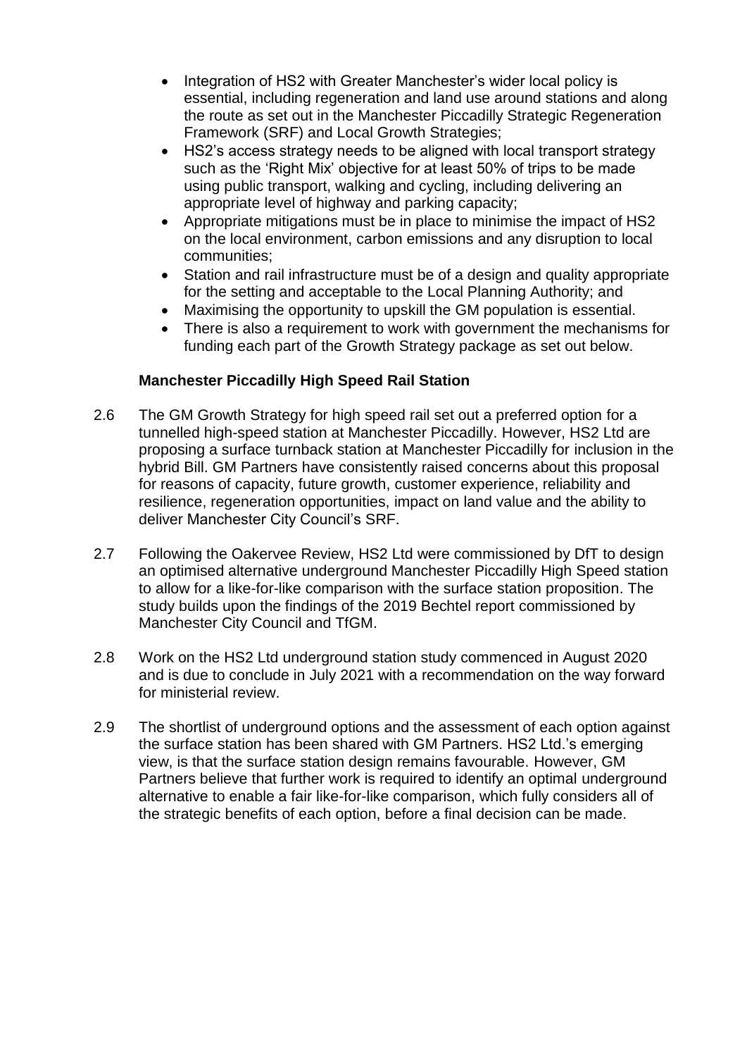- Integration of HS2 with Greater Manchester's wider local policy is essential, including regeneration and land use around stations and along the route as set out in the Manchester Piccadilly Strategic Regeneration Framework (SRF) and Local Growth Strategies;
- HS2's access strategy needs to be aligned with local transport strategy such as the 'Right Mix' objective for at least 50% of trips to be made using public transport, walking and cycling, including delivering an appropriate level of highway and parking capacity;
- Appropriate mitigations must be in place to minimise the impact of HS2 on the local environment, carbon emissions and any disruption to local communities;
- Station and rail infrastructure must be of a design and quality appropriate for the setting and acceptable to the Local Planning Authority; and
- Maximising the opportunity to upskill the GM population is essential.
- There is also a requirement to work with government the mechanisms for funding each part of the Growth Strategy package as set out below.

**Manchester Piccadilly High Speed Rail Station**

2.6 The GM Growth Strategy for high speed rail set out a preferred option for a tunnelled high-speed station at Manchester Piccadilly. However, HS2 Ltd are proposing a surface turnback station at Manchester Piccadilly for inclusion in the hybrid Bill. GM Partners have consistently raised concerns about this proposal for reasons of capacity, future growth, customer experience, reliability and resilience, regeneration opportunities, impact on land value and the ability to deliver Manchester City Council's SRF.

2.7 Following the Oakervee Review, HS2 Ltd were commissioned by DfT to design an optimised alternative underground Manchester Piccadilly High Speed station to allow for a like-for-like comparison with the surface station proposition. The study builds upon the findings of the 2019 Bechtel report commissioned by Manchester City Council and TfGM.

2.8 Work on the HS2 Ltd underground station study commenced in August 2020 and is due to conclude in July 2021 with a recommendation on the way forward for ministerial review.

2.9 The shortlist of underground options and the assessment of each option against the surface station has been shared with GM Partners. HS2 Ltd.'s emerging view, is that the surface station design remains favourable. However, GM Partners believe that further work is required to identify an optimal underground alternative to enable a fair like-for-like comparison, which fully considers all of the strategic benefits of each option, before a final decision can be made.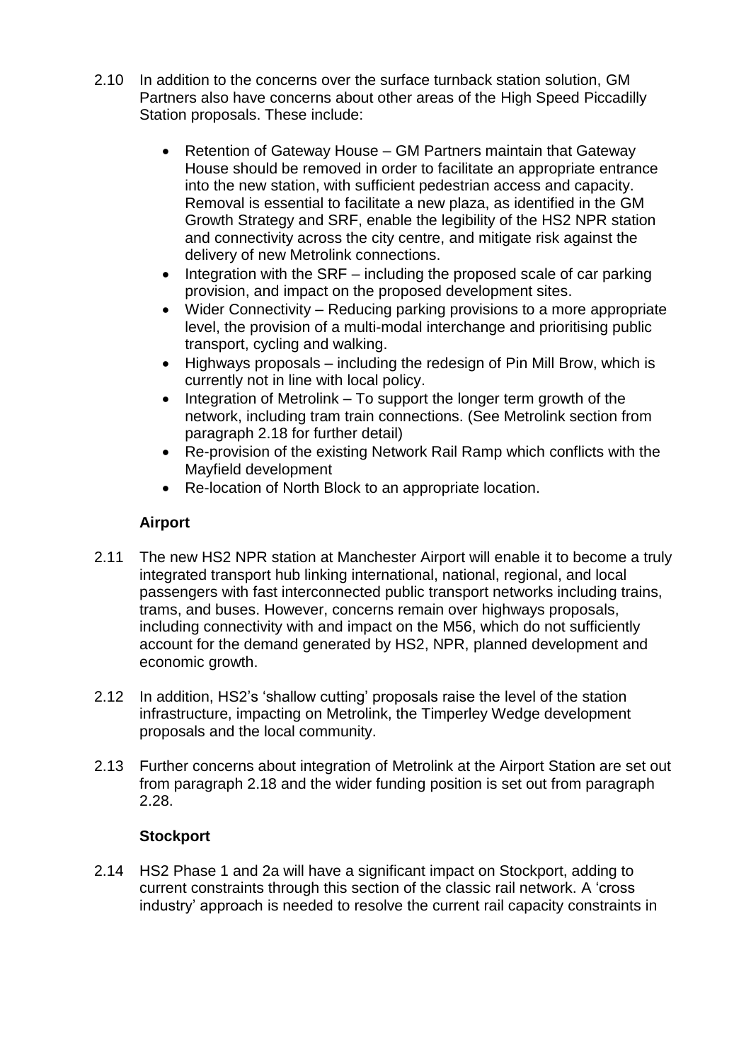2.10 In addition to the concerns over the surface turnback station solution, GM Partners also have concerns about other areas of the High Speed Piccadilly Station proposals. These include:

- Retention of Gateway House – GM Partners maintain that Gateway House should be removed in order to facilitate an appropriate entrance into the new station, with sufficient pedestrian access and capacity. Removal is essential to facilitate a new plaza, as identified in the GM Growth Strategy and SRF, enable the legibility of the HS2 NPR station and connectivity across the city centre, and mitigate risk against the delivery of new Metrolink connections.
- Integration with the SRF – including the proposed scale of car parking provision, and impact on the proposed development sites.
- Wider Connectivity – Reducing parking provisions to a more appropriate level, the provision of a multi-modal interchange and prioritising public transport, cycling and walking.
- Highways proposals – including the redesign of Pin Mill Brow, which is currently not in line with local policy.
- Integration of Metrolink – To support the longer term growth of the network, including tram train connections. (See Metrolink section from paragraph 2.18 for further detail)
- Re-provision of the existing Network Rail Ramp which conflicts with the Mayfield development
- Re-location of North Block to an appropriate location.

### Airport

2.11 The new HS2 NPR station at Manchester Airport will enable it to become a truly integrated transport hub linking international, national, regional, and local passengers with fast interconnected public transport networks including trains, trams, and buses. However, concerns remain over highways proposals, including connectivity with and impact on the M56, which do not sufficiently account for the demand generated by HS2, NPR, planned development and economic growth.

2.12 In addition, HS2's 'shallow cutting' proposals raise the level of the station infrastructure, impacting on Metrolink, the Timperley Wedge development proposals and the local community.

2.13 Further concerns about integration of Metrolink at the Airport Station are set out from paragraph 2.18 and the wider funding position is set out from paragraph 2.28.

### Stockport

2.14 HS2 Phase 1 and 2a will have a significant impact on Stockport, adding to current constraints through this section of the classic rail network. A 'cross industry' approach is needed to resolve the current rail capacity constraints in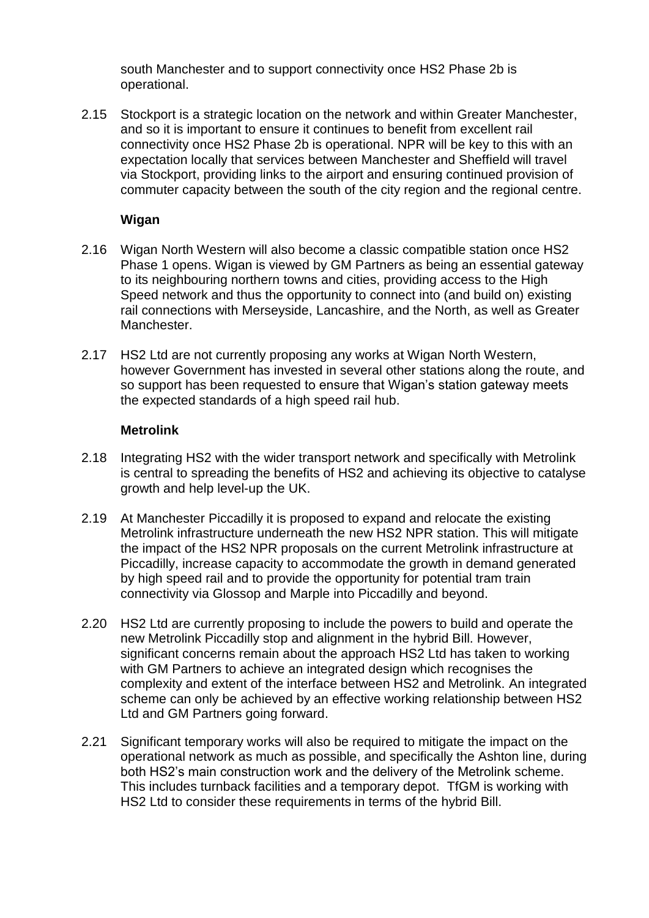south Manchester and to support connectivity once HS2 Phase 2b is operational.

2.15 Stockport is a strategic location on the network and within Greater Manchester, and so it is important to ensure it continues to benefit from excellent rail connectivity once HS2 Phase 2b is operational. NPR will be key to this with an expectation locally that services between Manchester and Sheffield will travel via Stockport, providing links to the airport and ensuring continued provision of commuter capacity between the south of the city region and the regional centre.

**Wigan**

2.16 Wigan North Western will also become a classic compatible station once HS2 Phase 1 opens. Wigan is viewed by GM Partners as being an essential gateway to its neighbouring northern towns and cities, providing access to the High Speed network and thus the opportunity to connect into (and build on) existing rail connections with Merseyside, Lancashire, and the North, as well as Greater Manchester.

2.17 HS2 Ltd are not currently proposing any works at Wigan North Western, however Government has invested in several other stations along the route, and so support has been requested to ensure that Wigan's station gateway meets the expected standards of a high speed rail hub.

**Metrolink**

2.18 Integrating HS2 with the wider transport network and specifically with Metrolink is central to spreading the benefits of HS2 and achieving its objective to catalyse growth and help level-up the UK.

2.19 At Manchester Piccadilly it is proposed to expand and relocate the existing Metrolink infrastructure underneath the new HS2 NPR station. This will mitigate the impact of the HS2 NPR proposals on the current Metrolink infrastructure at Piccadilly, increase capacity to accommodate the growth in demand generated by high speed rail and to provide the opportunity for potential tram train connectivity via Glossop and Marple into Piccadilly and beyond.

2.20 HS2 Ltd are currently proposing to include the powers to build and operate the new Metrolink Piccadilly stop and alignment in the hybrid Bill. However, significant concerns remain about the approach HS2 Ltd has taken to working with GM Partners to achieve an integrated design which recognises the complexity and extent of the interface between HS2 and Metrolink. An integrated scheme can only be achieved by an effective working relationship between HS2 Ltd and GM Partners going forward.

2.21 Significant temporary works will also be required to mitigate the impact on the operational network as much as possible, and specifically the Ashton line, during both HS2's main construction work and the delivery of the Metrolink scheme. This includes turnback facilities and a temporary depot. TfGM is working with HS2 Ltd to consider these requirements in terms of the hybrid Bill.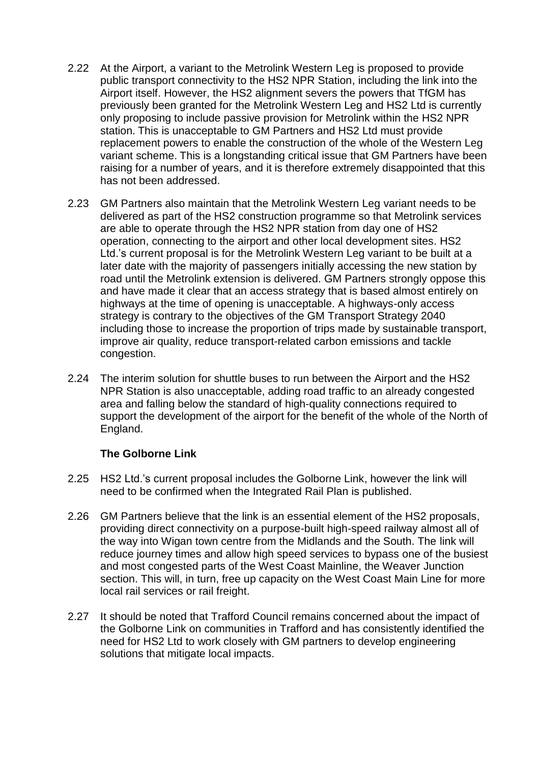2.22 At the Airport, a variant to the Metrolink Western Leg is proposed to provide public transport connectivity to the HS2 NPR Station, including the link into the Airport itself. However, the HS2 alignment severs the powers that TfGM has previously been granted for the Metrolink Western Leg and HS2 Ltd is currently only proposing to include passive provision for Metrolink within the HS2 NPR station. This is unacceptable to GM Partners and HS2 Ltd must provide replacement powers to enable the construction of the whole of the Western Leg variant scheme. This is a longstanding critical issue that GM Partners have been raising for a number of years, and it is therefore extremely disappointed that this has not been addressed.

2.23 GM Partners also maintain that the Metrolink Western Leg variant needs to be delivered as part of the HS2 construction programme so that Metrolink services are able to operate through the HS2 NPR station from day one of HS2 operation, connecting to the airport and other local development sites. HS2 Ltd.'s current proposal is for the Metrolink Western Leg variant to be built at a later date with the majority of passengers initially accessing the new station by road until the Metrolink extension is delivered. GM Partners strongly oppose this and have made it clear that an access strategy that is based almost entirely on highways at the time of opening is unacceptable. A highways-only access strategy is contrary to the objectives of the GM Transport Strategy 2040 including those to increase the proportion of trips made by sustainable transport, improve air quality, reduce transport-related carbon emissions and tackle congestion.

2.24 The interim solution for shuttle buses to run between the Airport and the HS2 NPR Station is also unacceptable, adding road traffic to an already congested area and falling below the standard of high-quality connections required to support the development of the airport for the benefit of the whole of the North of England.

**The Golborne Link**

2.25 HS2 Ltd.'s current proposal includes the Golborne Link, however the link will need to be confirmed when the Integrated Rail Plan is published.

2.26 GM Partners believe that the link is an essential element of the HS2 proposals, providing direct connectivity on a purpose-built high-speed railway almost all of the way into Wigan town centre from the Midlands and the South. The link will reduce journey times and allow high speed services to bypass one of the busiest and most congested parts of the West Coast Mainline, the Weaver Junction section. This will, in turn, free up capacity on the West Coast Main Line for more local rail services or rail freight.

2.27 It should be noted that Trafford Council remains concerned about the impact of the Golborne Link on communities in Trafford and has consistently identified the need for HS2 Ltd to work closely with GM partners to develop engineering solutions that mitigate local impacts.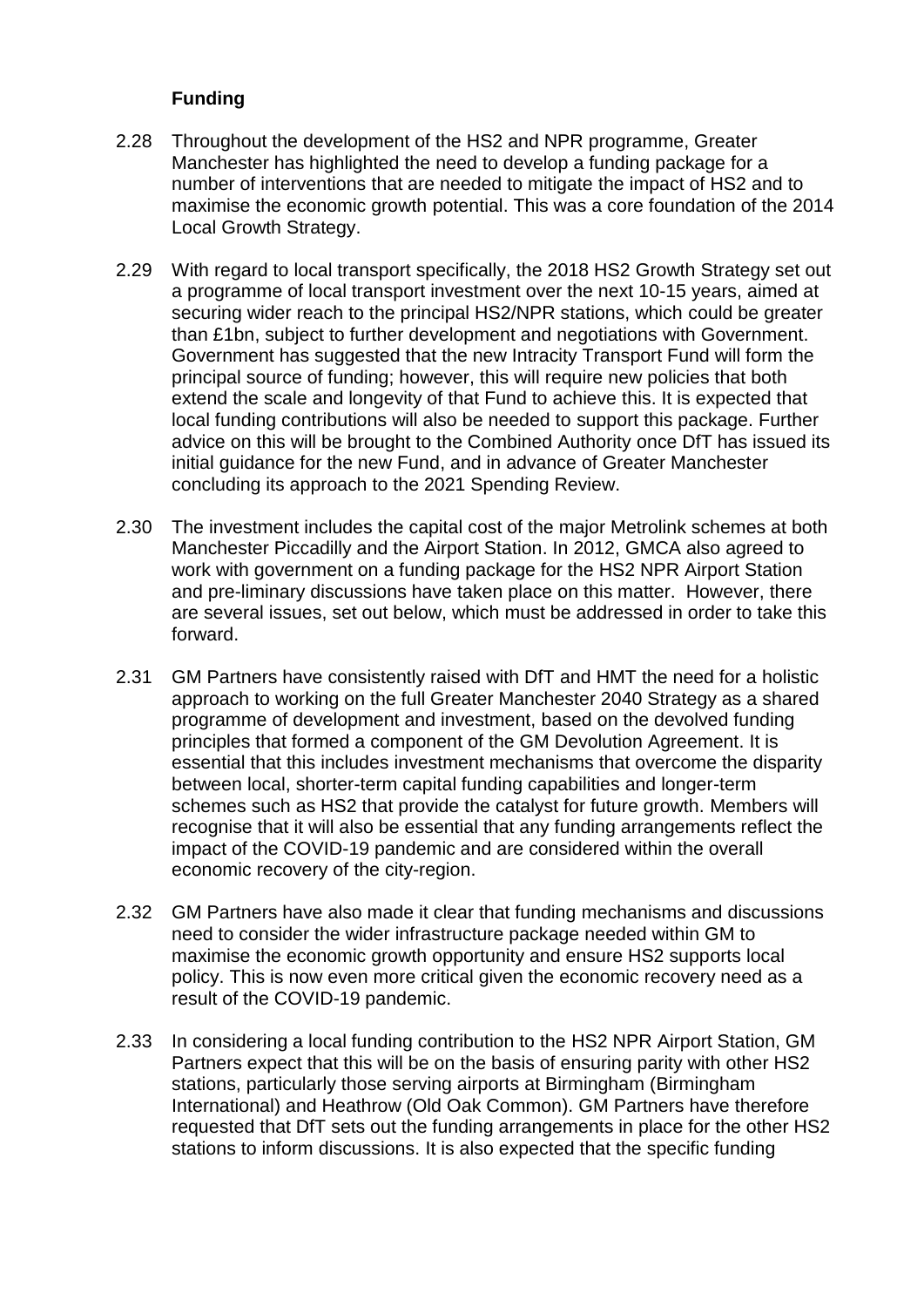### Funding

2.28 Throughout the development of the HS2 and NPR programme, Greater Manchester has highlighted the need to develop a funding package for a number of interventions that are needed to mitigate the impact of HS2 and to maximise the economic growth potential. This was a core foundation of the 2014 Local Growth Strategy.

2.29 With regard to local transport specifically, the 2018 HS2 Growth Strategy set out a programme of local transport investment over the next 10-15 years, aimed at securing wider reach to the principal HS2/NPR stations, which could be greater than £1bn, subject to further development and negotiations with Government. Government has suggested that the new Intracity Transport Fund will form the principal source of funding; however, this will require new policies that both extend the scale and longevity of that Fund to achieve this. It is expected that local funding contributions will also be needed to support this package. Further advice on this will be brought to the Combined Authority once DfT has issued its initial guidance for the new Fund, and in advance of Greater Manchester concluding its approach to the 2021 Spending Review.

2.30 The investment includes the capital cost of the major Metrolink schemes at both Manchester Piccadilly and the Airport Station. In 2012, GMCA also agreed to work with government on a funding package for the HS2 NPR Airport Station and pre-liminary discussions have taken place on this matter. However, there are several issues, set out below, which must be addressed in order to take this forward.

2.31 GM Partners have consistently raised with DfT and HMT the need for a holistic approach to working on the full Greater Manchester 2040 Strategy as a shared programme of development and investment, based on the devolved funding principles that formed a component of the GM Devolution Agreement. It is essential that this includes investment mechanisms that overcome the disparity between local, shorter-term capital funding capabilities and longer-term schemes such as HS2 that provide the catalyst for future growth. Members will recognise that it will also be essential that any funding arrangements reflect the impact of the COVID-19 pandemic and are considered within the overall economic recovery of the city-region.

2.32 GM Partners have also made it clear that funding mechanisms and discussions need to consider the wider infrastructure package needed within GM to maximise the economic growth opportunity and ensure HS2 supports local policy. This is now even more critical given the economic recovery need as a result of the COVID-19 pandemic.

2.33 In considering a local funding contribution to the HS2 NPR Airport Station, GM Partners expect that this will be on the basis of ensuring parity with other HS2 stations, particularly those serving airports at Birmingham (Birmingham International) and Heathrow (Old Oak Common). GM Partners have therefore requested that DfT sets out the funding arrangements in place for the other HS2 stations to inform discussions. It is also expected that the specific funding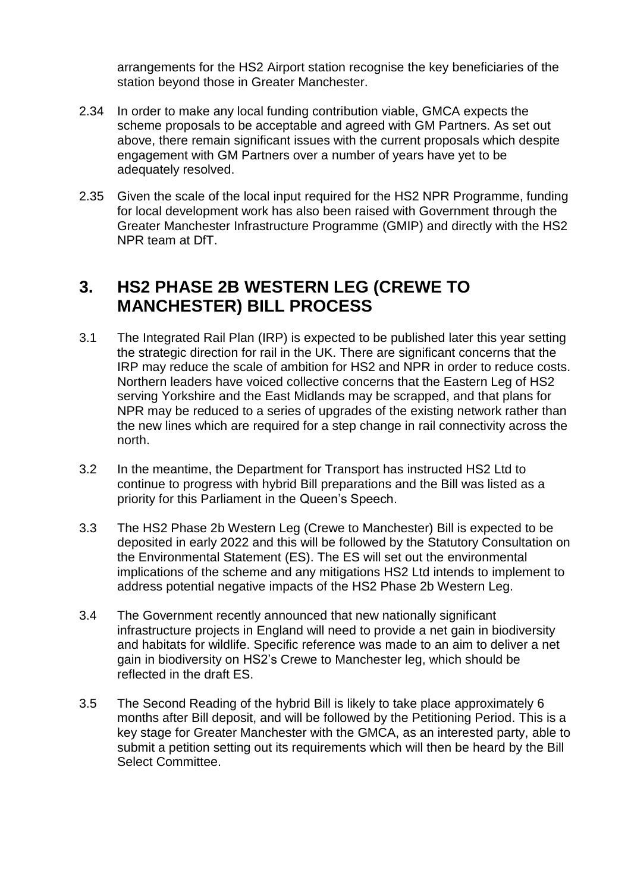arrangements for the HS2 Airport station recognise the key beneficiaries of the station beyond those in Greater Manchester.

2.34 In order to make any local funding contribution viable, GMCA expects the scheme proposals to be acceptable and agreed with GM Partners. As set out above, there remain significant issues with the current proposals which despite engagement with GM Partners over a number of years have yet to be adequately resolved.

2.35 Given the scale of the local input required for the HS2 NPR Programme, funding for local development work has also been raised with Government through the Greater Manchester Infrastructure Programme (GMIP) and directly with the HS2 NPR team at DfT.

# 3. HS2 PHASE 2B WESTERN LEG (CREWE TO MANCHESTER) BILL PROCESS

3.1 The Integrated Rail Plan (IRP) is expected to be published later this year setting the strategic direction for rail in the UK. There are significant concerns that the IRP may reduce the scale of ambition for HS2 and NPR in order to reduce costs. Northern leaders have voiced collective concerns that the Eastern Leg of HS2 serving Yorkshire and the East Midlands may be scrapped, and that plans for NPR may be reduced to a series of upgrades of the existing network rather than the new lines which are required for a step change in rail connectivity across the north.

3.2 In the meantime, the Department for Transport has instructed HS2 Ltd to continue to progress with hybrid Bill preparations and the Bill was listed as a priority for this Parliament in the Queen's Speech.

3.3 The HS2 Phase 2b Western Leg (Crewe to Manchester) Bill is expected to be deposited in early 2022 and this will be followed by the Statutory Consultation on the Environmental Statement (ES). The ES will set out the environmental implications of the scheme and any mitigations HS2 Ltd intends to implement to address potential negative impacts of the HS2 Phase 2b Western Leg.

3.4 The Government recently announced that new nationally significant infrastructure projects in England will need to provide a net gain in biodiversity and habitats for wildlife. Specific reference was made to an aim to deliver a net gain in biodiversity on HS2's Crewe to Manchester leg, which should be reflected in the draft ES.

3.5 The Second Reading of the hybrid Bill is likely to take place approximately 6 months after Bill deposit, and will be followed by the Petitioning Period. This is a key stage for Greater Manchester with the GMCA, as an interested party, able to submit a petition setting out its requirements which will then be heard by the Bill Select Committee.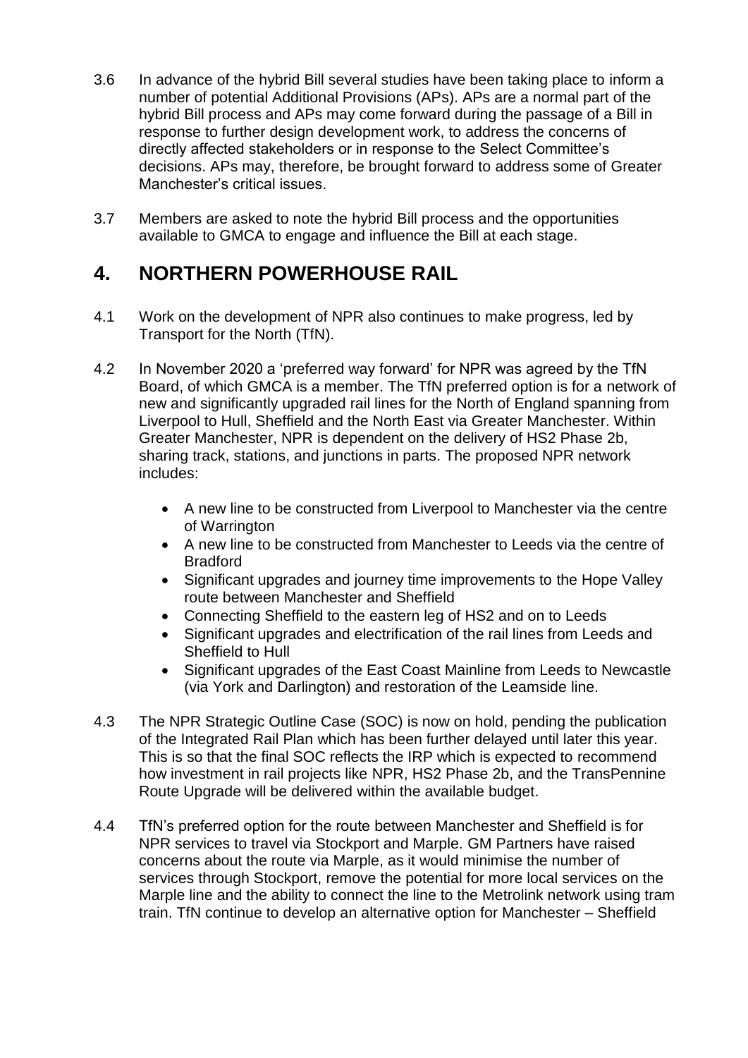3.6 In advance of the hybrid Bill several studies have been taking place to inform a number of potential Additional Provisions (APs). APs are a normal part of the hybrid Bill process and APs may come forward during the passage of a Bill in response to further design development work, to address the concerns of directly affected stakeholders or in response to the Select Committee's decisions. APs may, therefore, be brought forward to address some of Greater Manchester's critical issues.

3.7 Members are asked to note the hybrid Bill process and the opportunities available to GMCA to engage and influence the Bill at each stage.

# 4. NORTHERN POWERHOUSE RAIL

4.1 Work on the development of NPR also continues to make progress, led by Transport for the North (TfN).

4.2 In November 2020 a 'preferred way forward' for NPR was agreed by the TfN Board, of which GMCA is a member. The TfN preferred option is for a network of new and significantly upgraded rail lines for the North of England spanning from Liverpool to Hull, Sheffield and the North East via Greater Manchester. Within Greater Manchester, NPR is dependent on the delivery of HS2 Phase 2b, sharing track, stations, and junctions in parts. The proposed NPR network includes:

- A new line to be constructed from Liverpool to Manchester via the centre of Warrington
- A new line to be constructed from Manchester to Leeds via the centre of Bradford
- Significant upgrades and journey time improvements to the Hope Valley route between Manchester and Sheffield
- Connecting Sheffield to the eastern leg of HS2 and on to Leeds
- Significant upgrades and electrification of the rail lines from Leeds and Sheffield to Hull
- Significant upgrades of the East Coast Mainline from Leeds to Newcastle (via York and Darlington) and restoration of the Leamside line.

4.3 The NPR Strategic Outline Case (SOC) is now on hold, pending the publication of the Integrated Rail Plan which has been further delayed until later this year. This is so that the final SOC reflects the IRP which is expected to recommend how investment in rail projects like NPR, HS2 Phase 2b, and the TransPennine Route Upgrade will be delivered within the available budget.

4.4 TfN's preferred option for the route between Manchester and Sheffield is for NPR services to travel via Stockport and Marple. GM Partners have raised concerns about the route via Marple, as it would minimise the number of services through Stockport, remove the potential for more local services on the Marple line and the ability to connect the line to the Metrolink network using tram train. TfN continue to develop an alternative option for Manchester – Sheffield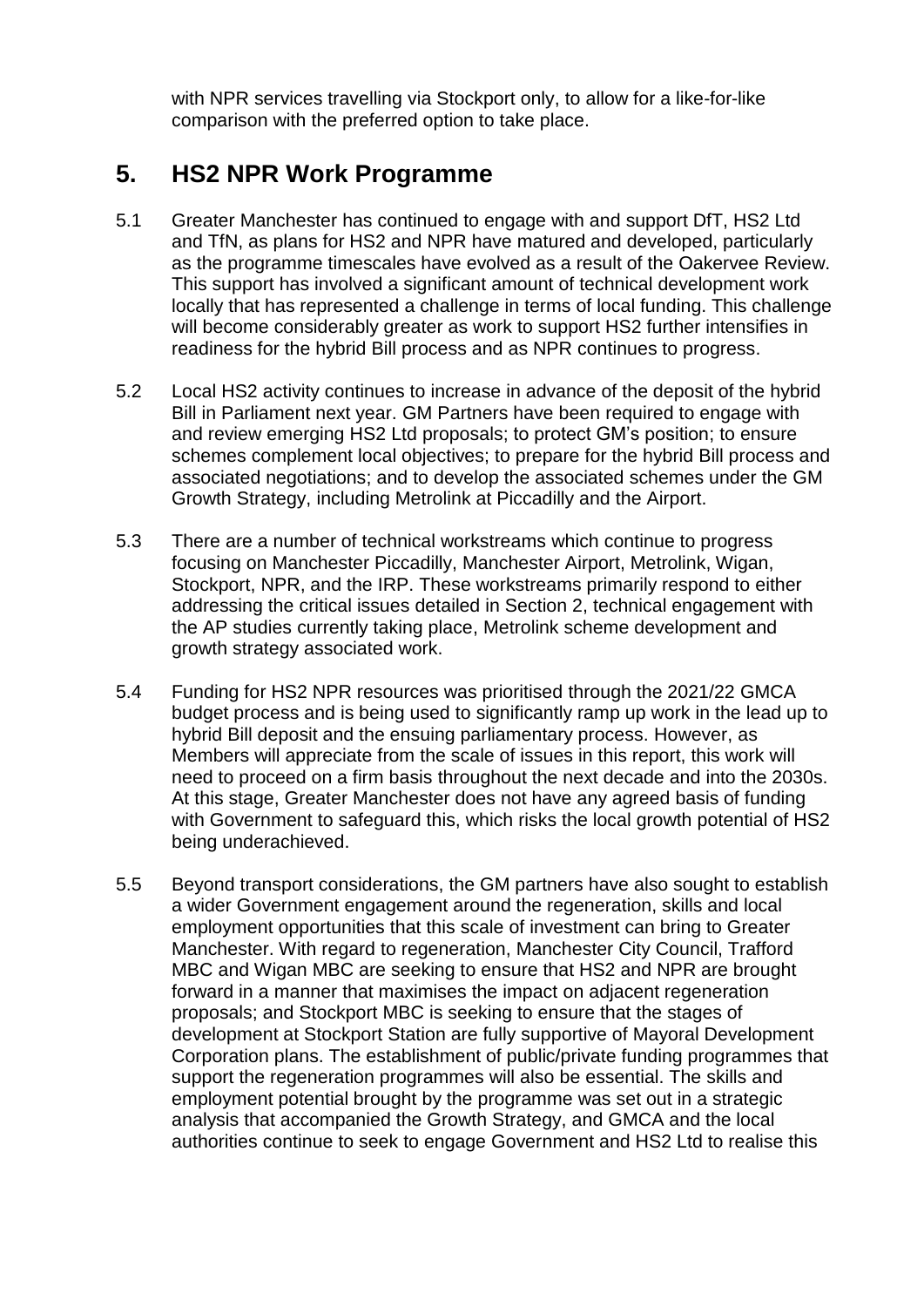with NPR services travelling via Stockport only, to allow for a like-for-like comparison with the preferred option to take place.

## 5. HS2 NPR Work Programme

5.1 Greater Manchester has continued to engage with and support DfT, HS2 Ltd and TfN, as plans for HS2 and NPR have matured and developed, particularly as the programme timescales have evolved as a result of the Oakervee Review. This support has involved a significant amount of technical development work locally that has represented a challenge in terms of local funding. This challenge will become considerably greater as work to support HS2 further intensifies in readiness for the hybrid Bill process and as NPR continues to progress.

5.2 Local HS2 activity continues to increase in advance of the deposit of the hybrid Bill in Parliament next year. GM Partners have been required to engage with and review emerging HS2 Ltd proposals; to protect GM's position; to ensure schemes complement local objectives; to prepare for the hybrid Bill process and associated negotiations; and to develop the associated schemes under the GM Growth Strategy, including Metrolink at Piccadilly and the Airport.

5.3 There are a number of technical workstreams which continue to progress focusing on Manchester Piccadilly, Manchester Airport, Metrolink, Wigan, Stockport, NPR, and the IRP. These workstreams primarily respond to either addressing the critical issues detailed in Section 2, technical engagement with the AP studies currently taking place, Metrolink scheme development and growth strategy associated work.

5.4 Funding for HS2 NPR resources was prioritised through the 2021/22 GMCA budget process and is being used to significantly ramp up work in the lead up to hybrid Bill deposit and the ensuing parliamentary process. However, as Members will appreciate from the scale of issues in this report, this work will need to proceed on a firm basis throughout the next decade and into the 2030s. At this stage, Greater Manchester does not have any agreed basis of funding with Government to safeguard this, which risks the local growth potential of HS2 being underachieved.

5.5 Beyond transport considerations, the GM partners have also sought to establish a wider Government engagement around the regeneration, skills and local employment opportunities that this scale of investment can bring to Greater Manchester. With regard to regeneration, Manchester City Council, Trafford MBC and Wigan MBC are seeking to ensure that HS2 and NPR are brought forward in a manner that maximises the impact on adjacent regeneration proposals; and Stockport MBC is seeking to ensure that the stages of development at Stockport Station are fully supportive of Mayoral Development Corporation plans. The establishment of public/private funding programmes that support the regeneration programmes will also be essential. The skills and employment potential brought by the programme was set out in a strategic analysis that accompanied the Growth Strategy, and GMCA and the local authorities continue to seek to engage Government and HS2 Ltd to realise this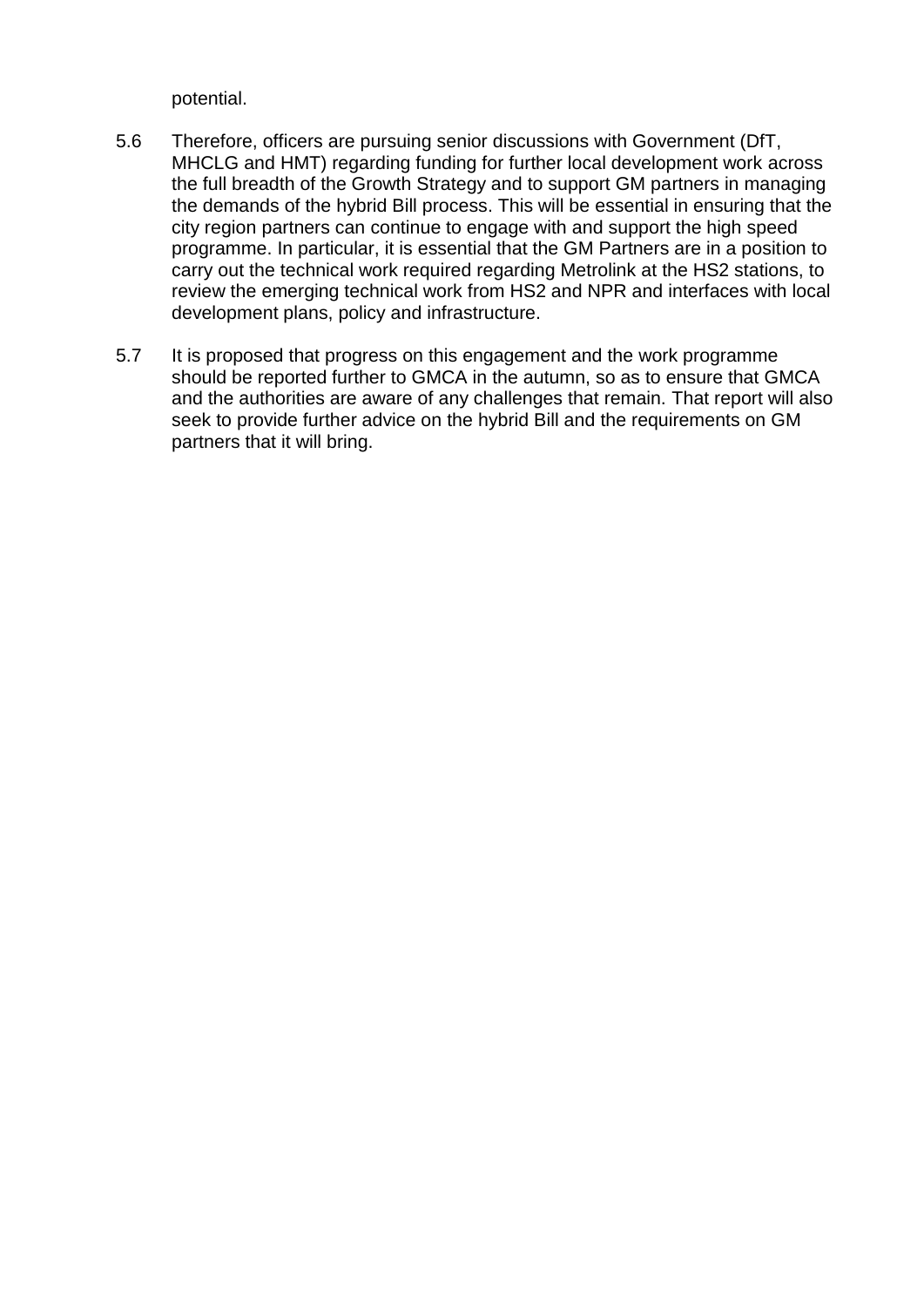potential.

5.6 Therefore, officers are pursuing senior discussions with Government (DfT, MHCLG and HMT) regarding funding for further local development work across the full breadth of the Growth Strategy and to support GM partners in managing the demands of the hybrid Bill process. This will be essential in ensuring that the city region partners can continue to engage with and support the high speed programme. In particular, it is essential that the GM Partners are in a position to carry out the technical work required regarding Metrolink at the HS2 stations, to review the emerging technical work from HS2 and NPR and interfaces with local development plans, policy and infrastructure.

5.7 It is proposed that progress on this engagement and the work programme should be reported further to GMCA in the autumn, so as to ensure that GMCA and the authorities are aware of any challenges that remain. That report will also seek to provide further advice on the hybrid Bill and the requirements on GM partners that it will bring.